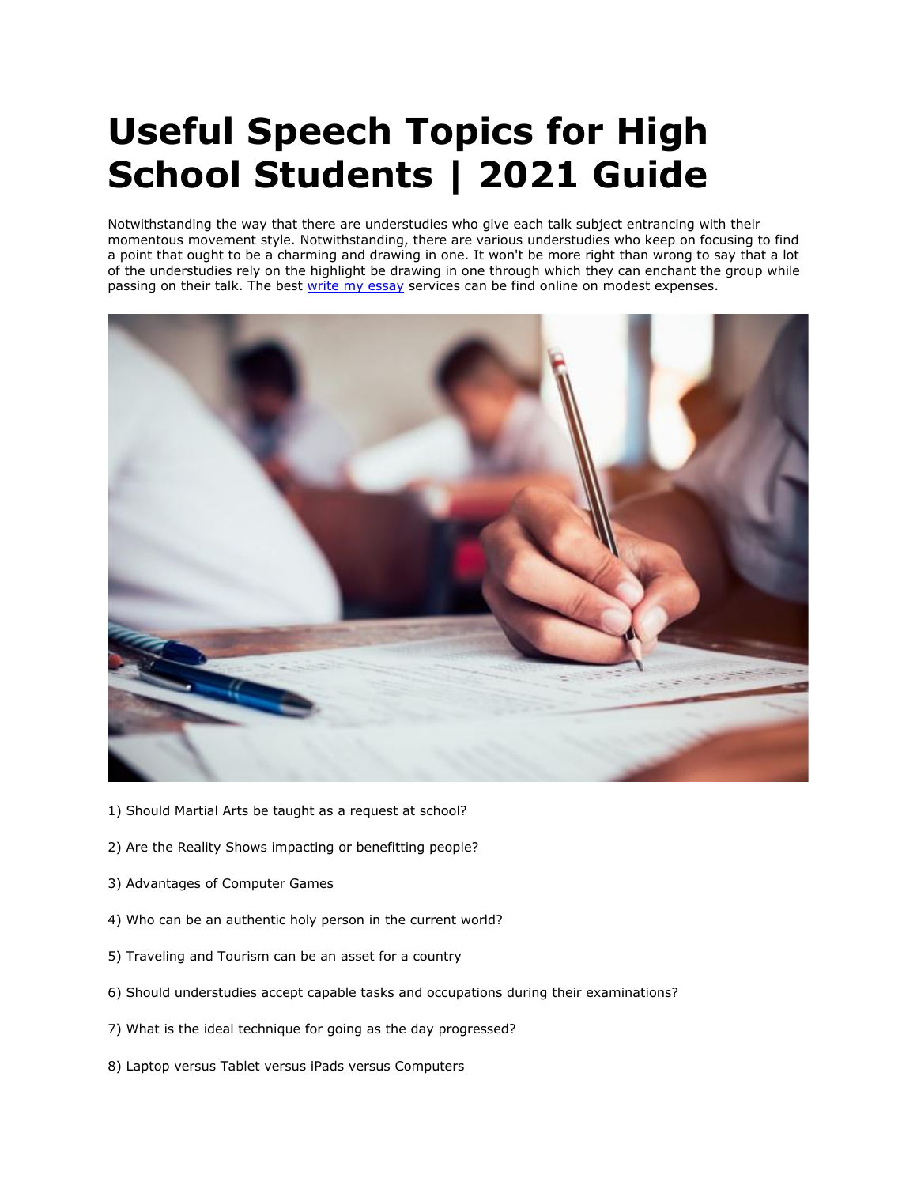# Useful Speech Topics for High School Students | 2021 Guide

Notwithstanding the way that there are understudies who give each talk subject entrancing with their momentous movement style. Notwithstanding, there are various understudies who keep on focusing to find a point that ought to be a charming and drawing in one. It won't be more right than wrong to say that a lot of the understudies rely on the highlight be drawing in one through which they can enchant the group while passing on their talk. The best [write my essay] services can be find online on modest expenses.

1) Should Martial Arts be taught as a request at school?

2) Are the Reality Shows impacting or benefitting people?

3) Advantages of Computer Games

4) Who can be an authentic holy person in the current world?

5) Traveling and Tourism can be an asset for a country

6) Should understudies accept capable tasks and occupations during their examinations?

7) What is the ideal technique for going as the day progressed?

8) Laptop versus Tablet versus iPads versus Computers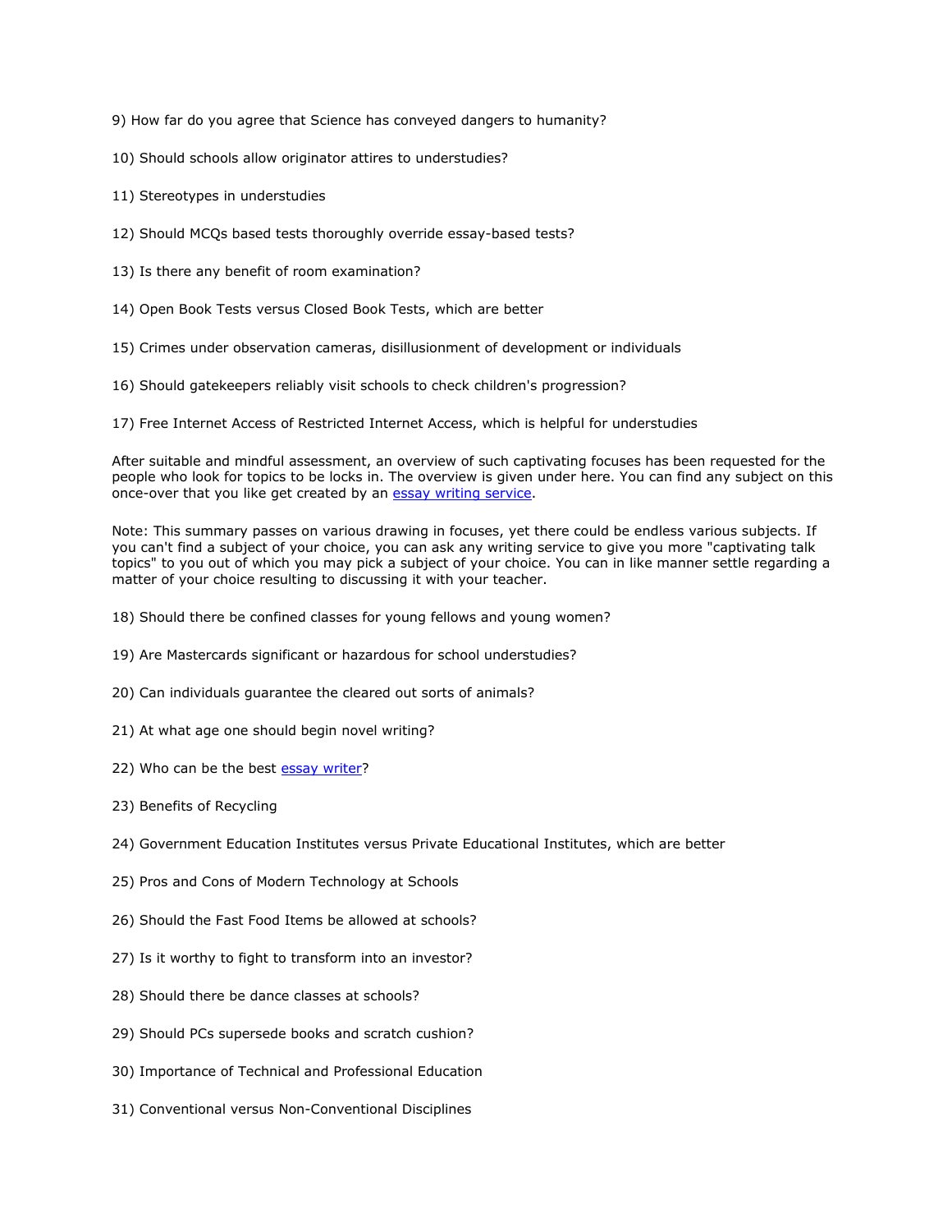9) How far do you agree that Science has conveyed dangers to humanity?

10) Should schools allow originator attires to understudies?

11) Stereotypes in understudies

12) Should MCQs based tests thoroughly override essay-based tests?

13) Is there any benefit of room examination?

14) Open Book Tests versus Closed Book Tests, which are better

15) Crimes under observation cameras, disillusionment of development or individuals

16) Should gatekeepers reliably visit schools to check children's progression?

17) Free Internet Access of Restricted Internet Access, which is helpful for understudies

After suitable and mindful assessment, an overview of such captivating focuses has been requested for the people who look for topics to be locks in. The overview is given under here. You can find any subject on this once-over that you like get created by an [essay writing service](#).

Note: This summary passes on various drawing in focuses, yet there could be endless various subjects. If you can't find a subject of your choice, you can ask any writing service to give you more "captivating talk topics" to you out of which you may pick a subject of your choice. You can in like manner settle regarding a matter of your choice resulting to discussing it with your teacher.

18) Should there be confined classes for young fellows and young women?

19) Are Mastercards significant or hazardous for school understudies?

20) Can individuals guarantee the cleared out sorts of animals?

21) At what age one should begin novel writing?

22) Who can be the best [essay writer](#)?

23) Benefits of Recycling

24) Government Education Institutes versus Private Educational Institutes, which are better

25) Pros and Cons of Modern Technology at Schools

26) Should the Fast Food Items be allowed at schools?

27) Is it worthy to fight to transform into an investor?

28) Should there be dance classes at schools?

29) Should PCs supersede books and scratch cushion?

30) Importance of Technical and Professional Education

31) Conventional versus Non-Conventional Disciplines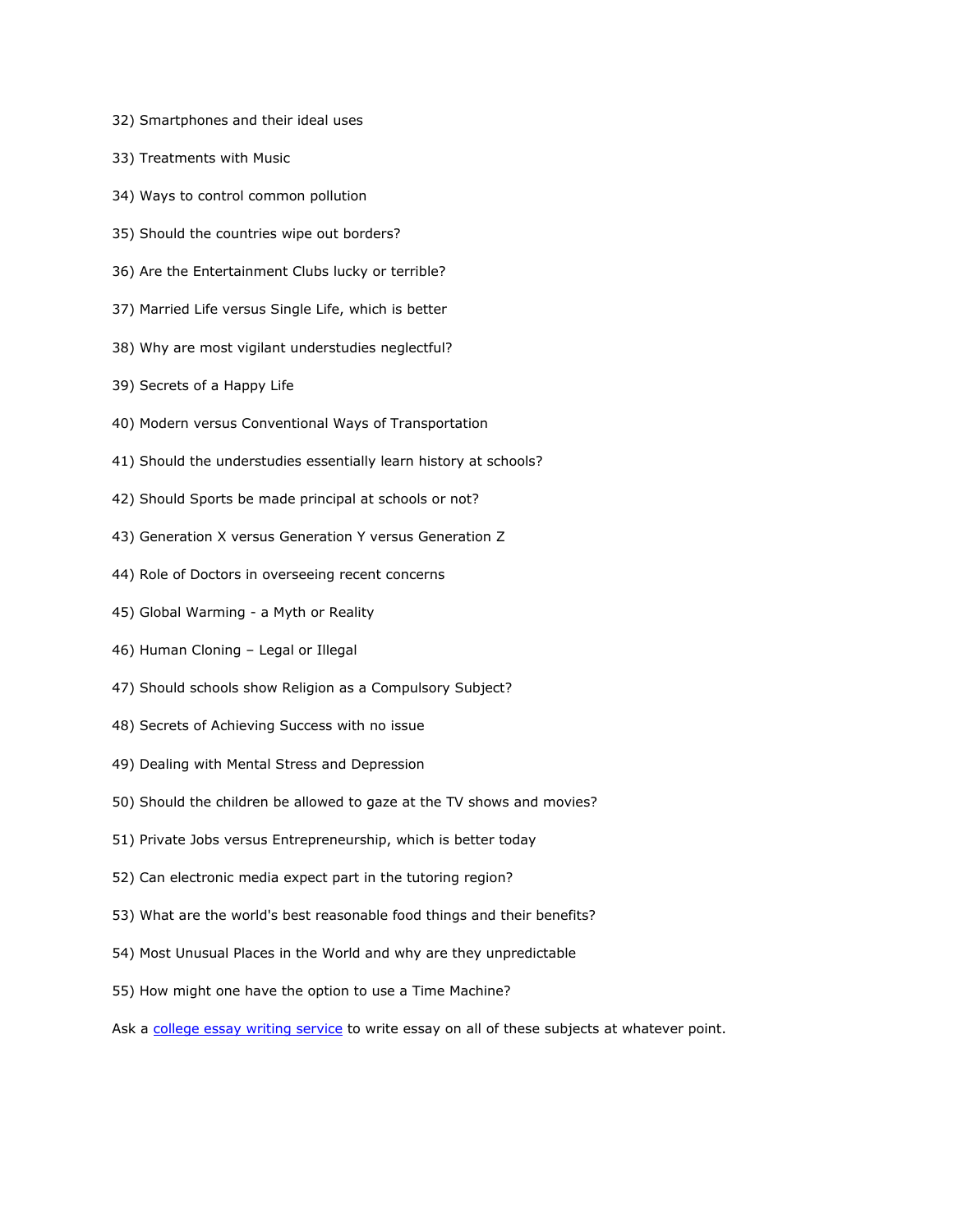32) Smartphones and their ideal uses

33) Treatments with Music

34) Ways to control common pollution

35) Should the countries wipe out borders?

36) Are the Entertainment Clubs lucky or terrible?

37) Married Life versus Single Life, which is better

38) Why are most vigilant understudies neglectful?

39) Secrets of a Happy Life

40) Modern versus Conventional Ways of Transportation

41) Should the understudies essentially learn history at schools?

42) Should Sports be made principal at schools or not?

43) Generation X versus Generation Y versus Generation Z

44) Role of Doctors in overseeing recent concerns

45) Global Warming - a Myth or Reality

46) Human Cloning – Legal or Illegal

47) Should schools show Religion as a Compulsory Subject?

48) Secrets of Achieving Success with no issue

49) Dealing with Mental Stress and Depression

50) Should the children be allowed to gaze at the TV shows and movies?

51) Private Jobs versus Entrepreneurship, which is better today

52) Can electronic media expect part in the tutoring region?

53) What are the world's best reasonable food things and their benefits?

54) Most Unusual Places in the World and why are they unpredictable

55) How might one have the option to use a Time Machine?

Ask a college essay writing service to write essay on all of these subjects at whatever point.